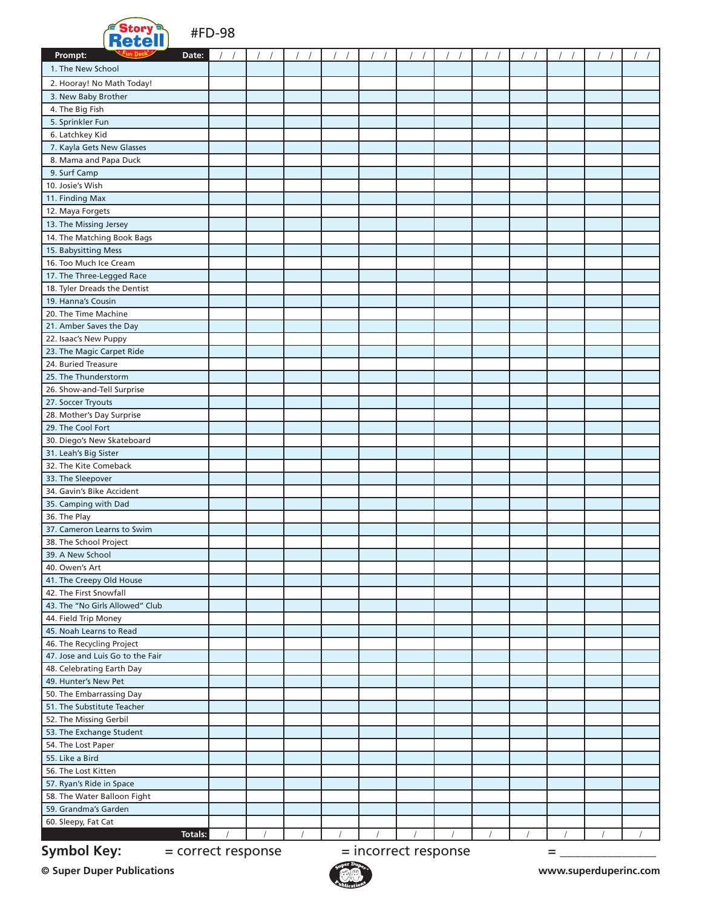Story Retell Fun Deck® #FD-98

| Prompt: | Date: / / | / / | / / | / / | / / | / / | / / | / / | / / | / / | / / | / / |
|---|---|---|---|---|---|---|---|---|---|---|---|---|
| 1. The New School | | | | | | | | | | | | |
| 2. Hooray! No Math Today! | | | | | | | | | | | | |
| 3. New Baby Brother | | | | | | | | | | | | |
| 4. The Big Fish | | | | | | | | | | | | |
| 5. Sprinkler Fun | | | | | | | | | | | | |
| 6. Latchkey Kid | | | | | | | | | | | | |
| 7. Kayla Gets New Glasses | | | | | | | | | | | | |
| 8. Mama and Papa Duck | | | | | | | | | | | | |
| 9. Surf Camp | | | | | | | | | | | | |
| 10. Josie's Wish | | | | | | | | | | | | |
| 11. Finding Max | | | | | | | | | | | | |
| 12. Maya Forgets | | | | | | | | | | | | |
| 13. The Missing Jersey | | | | | | | | | | | | |
| 14. The Matching Book Bags | | | | | | | | | | | | |
| 15. Babysitting Mess | | | | | | | | | | | | |
| 16. Too Much Ice Cream | | | | | | | | | | | | |
| 17. The Three-Legged Race | | | | | | | | | | | | |
| 18. Tyler Dreads the Dentist | | | | | | | | | | | | |
| 19. Hanna's Cousin | | | | | | | | | | | | |
| 20. The Time Machine | | | | | | | | | | | | |
| 21. Amber Saves the Day | | | | | | | | | | | | |
| 22. Isaac's New Puppy | | | | | | | | | | | | |
| 23. The Magic Carpet Ride | | | | | | | | | | | | |
| 24. Buried Treasure | | | | | | | | | | | | |
| 25. The Thunderstorm | | | | | | | | | | | | |
| 26. Show-and-Tell Surprise | | | | | | | | | | | | |
| 27. Soccer Tryouts | | | | | | | | | | | | |
| 28. Mother's Day Surprise | | | | | | | | | | | | |
| 29. The Cool Fort | | | | | | | | | | | | |
| 30. Diego's New Skateboard | | | | | | | | | | | | |
| 31. Leah's Big Sister | | | | | | | | | | | | |
| 32. The Kite Comeback | | | | | | | | | | | | |
| 33. The Sleepover | | | | | | | | | | | | |
| 34. Gavin's Bike Accident | | | | | | | | | | | | |
| 35. Camping with Dad | | | | | | | | | | | | |
| 36. The Play | | | | | | | | | | | | |
| 37. Cameron Learns to Swim | | | | | | | | | | | | |
| 38. The School Project | | | | | | | | | | | | |
| 39. A New School | | | | | | | | | | | | |
| 40. Owen's Art | | | | | | | | | | | | |
| 41. The Creepy Old House | | | | | | | | | | | | |
| 42. The First Snowfall | | | | | | | | | | | | |
| 43. The "No Girls Allowed" Club | | | | | | | | | | | | |
| 44. Field Trip Money | | | | | | | | | | | | |
| 45. Noah Learns to Read | | | | | | | | | | | | |
| 46. The Recycling Project | | | | | | | | | | | | |
| 47. Jose and Luis Go to the Fair | | | | | | | | | | | | |
| 48. Celebrating Earth Day | | | | | | | | | | | | |
| 49. Hunter's New Pet | | | | | | | | | | | | |
| 50. The Embarrassing Day | | | | | | | | | | | | |
| 51. The Substitute Teacher | | | | | | | | | | | | |
| 52. The Missing Gerbil | | | | | | | | | | | | |
| 53. The Exchange Student | | | | | | | | | | | | |
| 54. The Lost Paper | | | | | | | | | | | | |
| 55. Like a Bird | | | | | | | | | | | | |
| 56. The Lost Kitten | | | | | | | | | | | | |
| 57. Ryan's Ride in Space | | | | | | | | | | | | |
| 58. The Water Balloon Fight | | | | | | | | | | | | |
| 59. Grandma's Garden | | | | | | | | | | | | |
| 60. Sleepy, Fat Cat | | | | | | | | | | | | |
| Totals: | / | / | / | / | / | / | / | / | / | / | / | / |

**Symbol Key:** = correct response = incorrect response = _______________

© Super Duper Publications www.superduperinc.com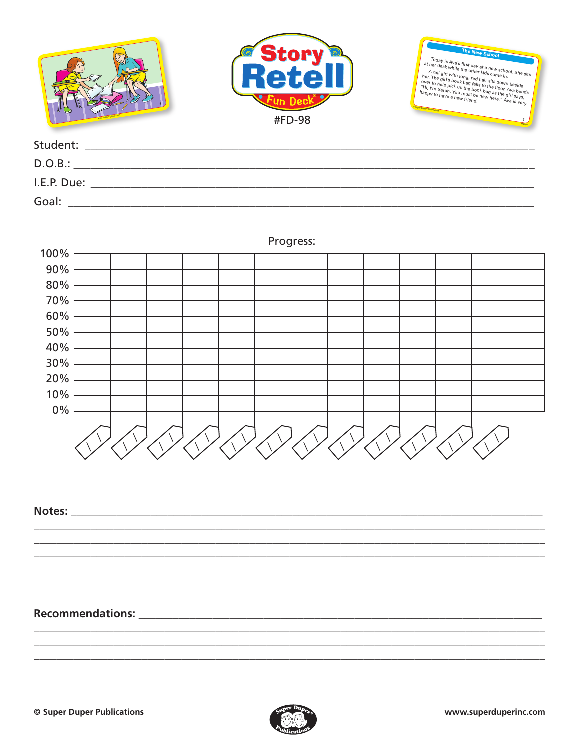Story Retell Fun Deck®

#FD-98

Student: ______________________________________________

D.O.B.: ______________________________________________

I.E.P. Due: ______________________________________________

Goal: ______________________________________________

Progress:

100%
90%
80%
70%
60%
50%
40%
30%
20%
10%
0%

**Notes:** ______________________________________________

______________________________________________

______________________________________________

______________________________________________

**Recommendations:** ______________________________________________

______________________________________________

______________________________________________

______________________________________________

**© Super Duper Publications**

**www.superduperinc.com**